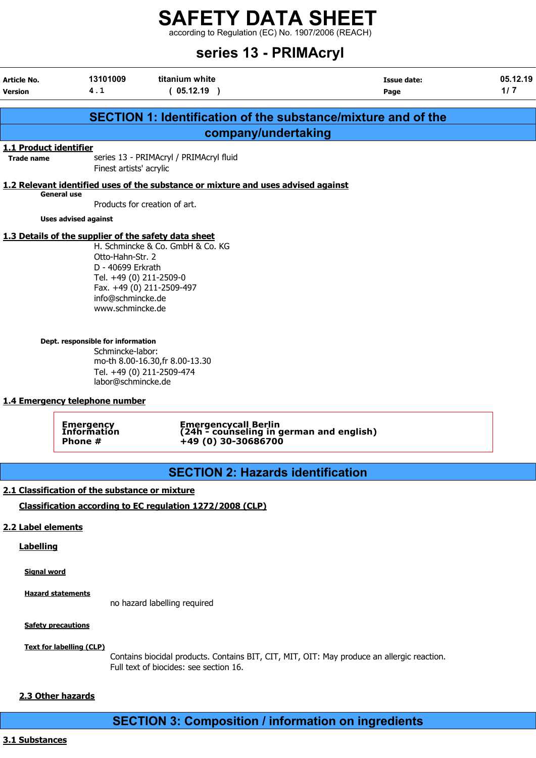# SAFETY DATA SHEET

according to Regulation (EC) No. 1907/2006 (REACH)

## series 13 - PRIMAcryl

| Article No. | 13101009 | titanium white | Issue date: | 05.12.19 |
|---|---|---|---|---|
| Version | 4 . 1 | ( 05.12.19 ) | Page | 1/ 7 |

## SECTION 1: Identification of the substance/mixture and of the company/undertaking

### 1.1 Product identifier

**Trade name** series 13 - PRIMAcryl / PRIMAcryl fluid
Finest artists' acrylic

### 1.2 Relevant identified uses of the substance or mixture and uses advised against

**General use**

Products for creation of art.

**Uses advised against**

### 1.3 Details of the supplier of the safety data sheet

H. Schmincke & Co. GmbH & Co. KG
Otto-Hahn-Str. 2
D - 40699 Erkrath
Tel. +49 (0) 211-2509-0
Fax. +49 (0) 211-2509-497
info@schmincke.de
www.schmincke.de

**Dept. responsible for information**

Schmincke-labor:
mo-th 8.00-16.30,fr 8.00-13.30
Tel. +49 (0) 211-2509-474
labor@schmincke.de

### 1.4 Emergency telephone number

| Emergency Information Phone # | Emergencycall Berlin (24h - counseling in german and english) +49 (0) 30-30686700 |
|---|---|

## SECTION 2: Hazards identification

### 2.1 Classification of the substance or mixture

**Classification according to EC regulation 1272/2008 (CLP)**

### 2.2 Label elements

**Labelling**

**Signal word**

**Hazard statements**

no hazard labelling required

**Safety precautions**

**Text for labelling (CLP)**

Contains biocidal products. Contains BIT, CIT, MIT, OIT: May produce an allergic reaction.
Full text of biocides: see section 16.

### 2.3 Other hazards

## SECTION 3: Composition / information on ingredients

### 3.1 Substances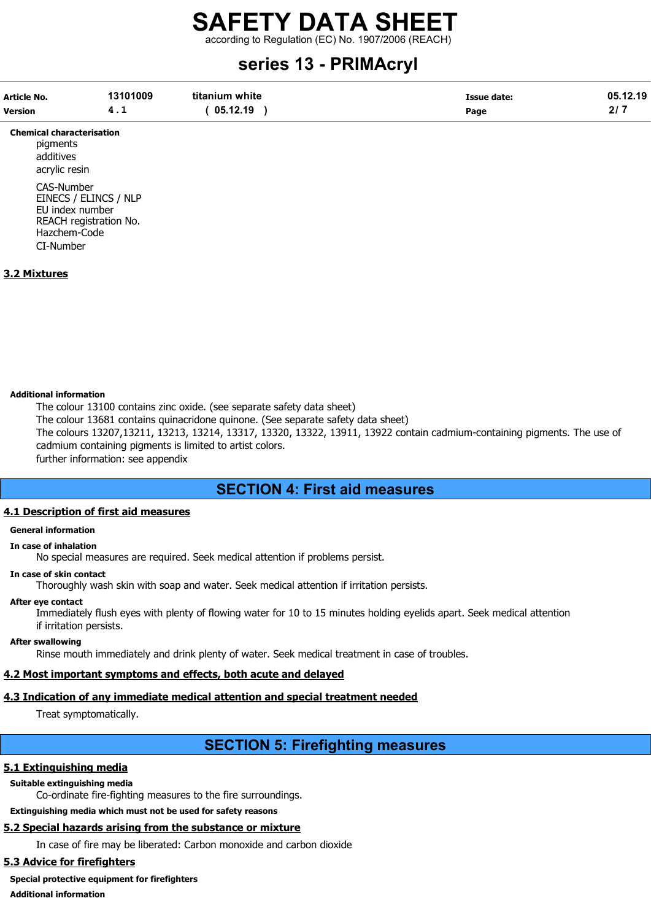**Chemical characterisation**

pigments
additives
acrylic resin

CAS-Number
EINECS / ELINCS / NLP
EU index number
REACH registration No.
Hazchem-Code
CI-Number

### 3.2 Mixtures

**Additional information**

The colour 13100 contains zinc oxide. (see separate safety data sheet)
The colour 13681 contains quinacridone quinone. (See separate safety data sheet)
The colours 13207,13211, 13213, 13214, 13317, 13320, 13322, 13911, 13922 contain cadmium-containing pigments. The use of cadmium containing pigments is limited to artist colors.
further information: see appendix

## SECTION 4: First aid measures

### 4.1 Description of first aid measures

**General information**

**In case of inhalation**

No special measures are required. Seek medical attention if problems persist.

**In case of skin contact**

Thoroughly wash skin with soap and water. Seek medical attention if irritation persists.

**After eye contact**

Immediately flush eyes with plenty of flowing water for 10 to 15 minutes holding eyelids apart. Seek medical attention if irritation persists.

**After swallowing**

Rinse mouth immediately and drink plenty of water. Seek medical treatment in case of troubles.

### 4.2 Most important symptoms and effects, both acute and delayed

### 4.3 Indication of any immediate medical attention and special treatment needed

Treat symptomatically.

## SECTION 5: Firefighting measures

### 5.1 Extinguishing media

**Suitable extinguishing media**

Co-ordinate fire-fighting measures to the fire surroundings.

**Extinguishing media which must not be used for safety reasons**

### 5.2 Special hazards arising from the substance or mixture

In case of fire may be liberated: Carbon monoxide and carbon dioxide

### 5.3 Advice for firefighters

**Special protective equipment for firefighters**

**Additional information**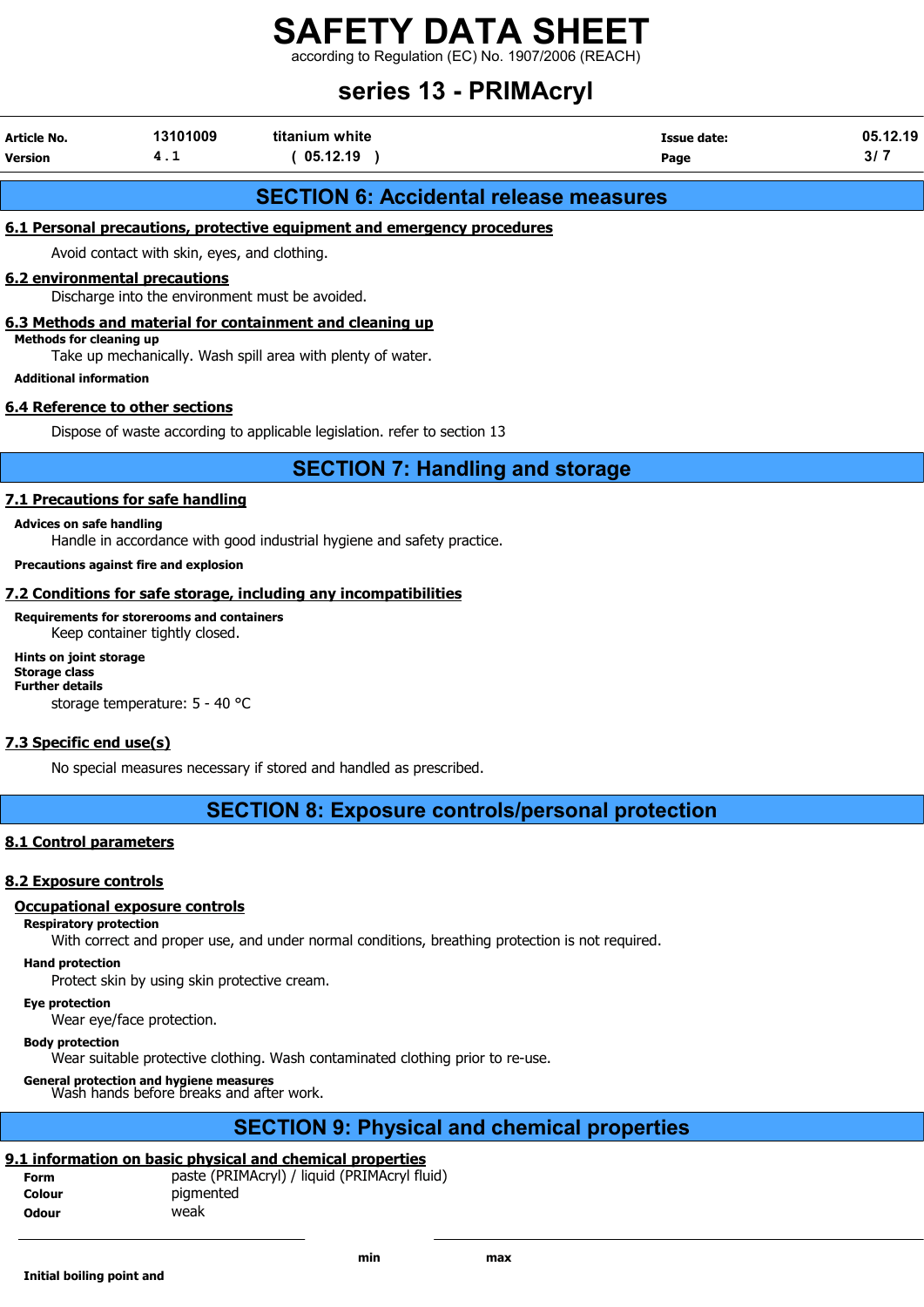## SECTION 6: Accidental release measures

### 6.1 Personal precautions, protective equipment and emergency procedures

Avoid contact with skin, eyes, and clothing.

### 6.2 environmental precautions

Discharge into the environment must be avoided.

### 6.3 Methods and material for containment and cleaning up

**Methods for cleaning up**

Take up mechanically. Wash spill area with plenty of water.

**Additional information**

### 6.4 Reference to other sections

Dispose of waste according to applicable legislation. refer to section 13

## SECTION 7: Handling and storage

### 7.1 Precautions for safe handling

**Advices on safe handling**

Handle in accordance with good industrial hygiene and safety practice.

**Precautions against fire and explosion**

### 7.2 Conditions for safe storage, including any incompatibilities

**Requirements for storerooms and containers**

Keep container tightly closed.

**Hints on joint storage**

**Storage class**

**Further details**

storage temperature: 5 - 40 °C

### 7.3 Specific end use(s)

No special measures necessary if stored and handled as prescribed.

## SECTION 8: Exposure controls/personal protection

### 8.1 Control parameters

### 8.2 Exposure controls

#### Occupational exposure controls

**Respiratory protection**

With correct and proper use, and under normal conditions, breathing protection is not required.

**Hand protection**

Protect skin by using skin protective cream.

**Eye protection**

Wear eye/face protection.

**Body protection**

Wear suitable protective clothing. Wash contaminated clothing prior to re-use.

**General protection and hygiene measures**

Wash hands before breaks and after work.

## SECTION 9: Physical and chemical properties

### 9.1 information on basic physical and chemical properties

**Form** paste (PRIMAcryl) / liquid (PRIMAcryl fluid)

**Colour** pigmented

**Odour** weak

| | min | max |
|---|---|---|
| **Initial boiling point and** | | |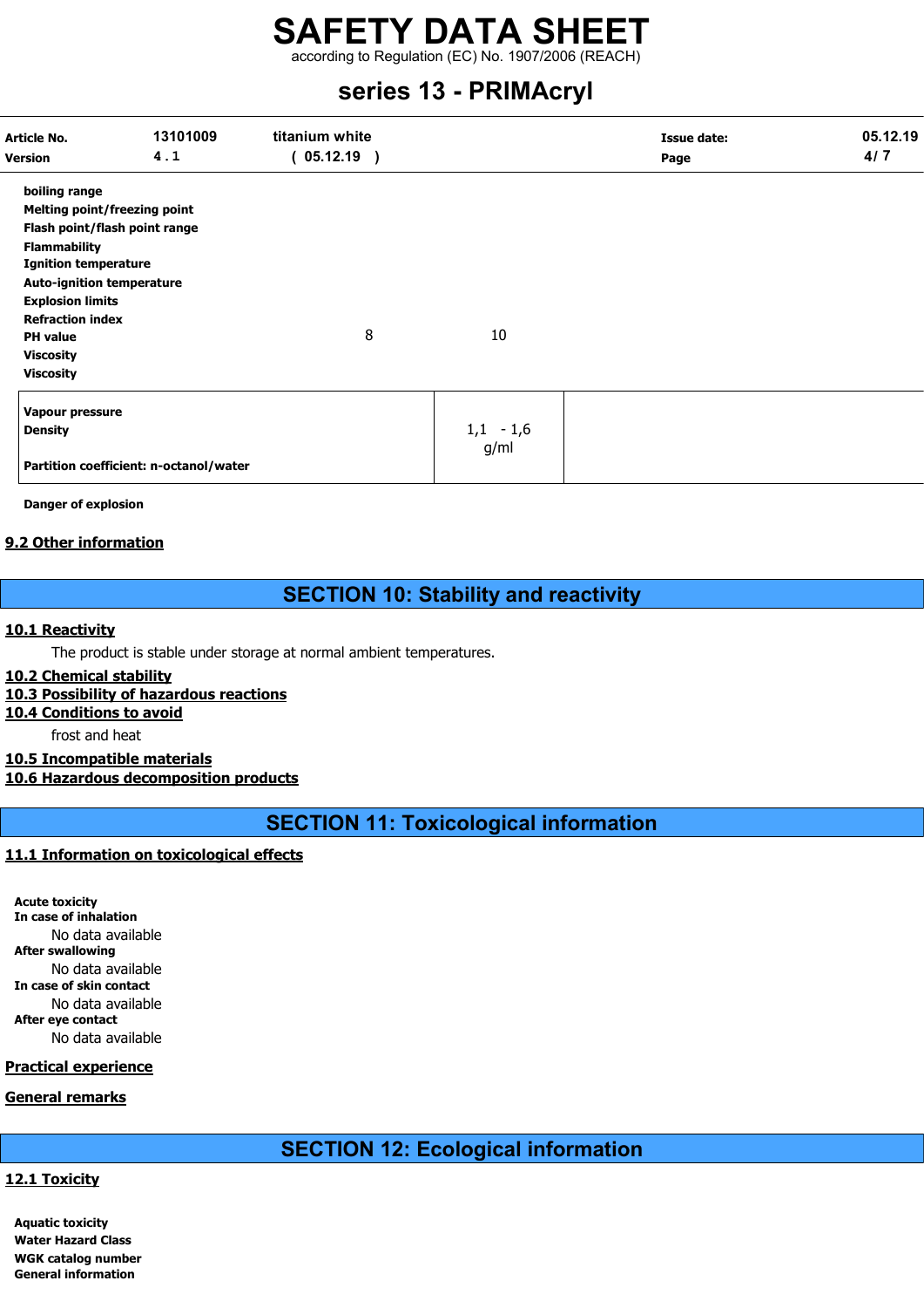| | | | |
|---|---|---|---|
| boiling range | | | |
| Melting point/freezing point | | | |
| Flash point/flash point range | | | |
| Flammability | | | |
| Ignition temperature | | | |
| Auto-ignition temperature | | | |
| Explosion limits | | | |
| Refraction index | | | |
| PH value | 8 | 10 | |
| Viscosity | | | |
| Viscosity | | | |

| | | |
|---|---|---|
| Vapour pressure | | |
| Density | 1,1 - 1,6 g/ml | |
| Partition coefficient: n-octanol/water | | |

**Danger of explosion**

### 9.2 Other information

## SECTION 10: Stability and reactivity

### 10.1 Reactivity

The product is stable under storage at normal ambient temperatures.

### 10.2 Chemical stability

### 10.3 Possibility of hazardous reactions

### 10.4 Conditions to avoid

frost and heat

### 10.5 Incompatible materials

### 10.6 Hazardous decomposition products

## SECTION 11: Toxicological information

### 11.1 Information on toxicological effects

**Acute toxicity**

**In case of inhalation**

No data available

**After swallowing**

No data available

**In case of skin contact**

No data available

**After eye contact**

No data available

### Practical experience

### General remarks

## SECTION 12: Ecological information

### 12.1 Toxicity

**Aquatic toxicity**

**Water Hazard Class**

**WGK catalog number**

**General information**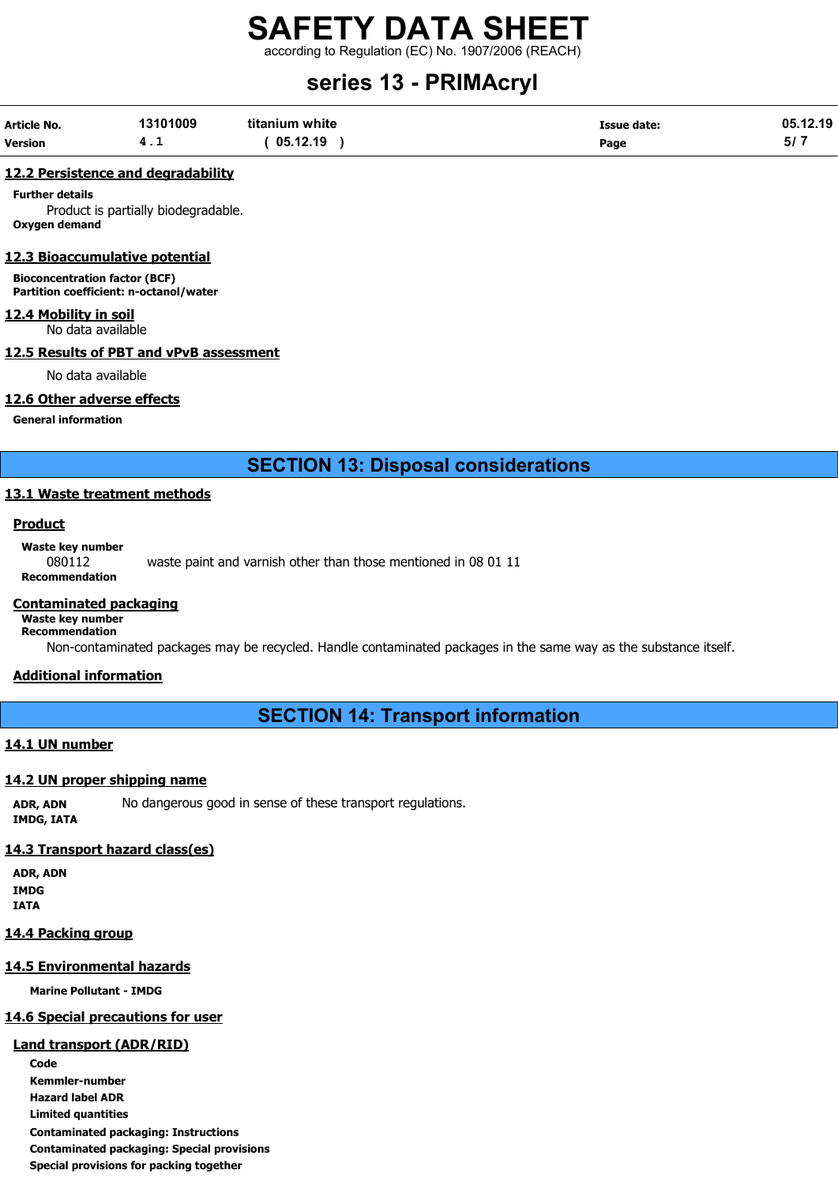## 12.2 Persistence and degradability

**Further details**

Product is partially biodegradable.

**Oxygen demand**

## 12.3 Bioaccumulative potential

**Bioconcentration factor (BCF)**
**Partition coefficient: n-octanol/water**

## 12.4 Mobility in soil

No data available

## 12.5 Results of PBT and vPvB assessment

No data available

## 12.6 Other adverse effects

**General information**

# SECTION 13: Disposal considerations

## 13.1 Waste treatment methods

### Product

**Waste key number**

080112 waste paint and varnish other than those mentioned in 08 01 11

**Recommendation**

### Contaminated packaging

**Waste key number**
**Recommendation**

Non-contaminated packages may be recycled. Handle contaminated packages in the same way as the substance itself.

### Additional information

# SECTION 14: Transport information

## 14.1 UN number

## 14.2 UN proper shipping name

**ADR, ADN** No dangerous good in sense of these transport regulations.
**IMDG, IATA**

## 14.3 Transport hazard class(es)

**ADR, ADN**
**IMDG**
**IATA**

## 14.4 Packing group

## 14.5 Environmental hazards

**Marine Pollutant - IMDG**

## 14.6 Special precautions for user

### Land transport (ADR/RID)

**Code**
**Kemmler-number**
**Hazard label ADR**
**Limited quantities**
**Contaminated packaging: Instructions**
**Contaminated packaging: Special provisions**
**Special provisions for packing together**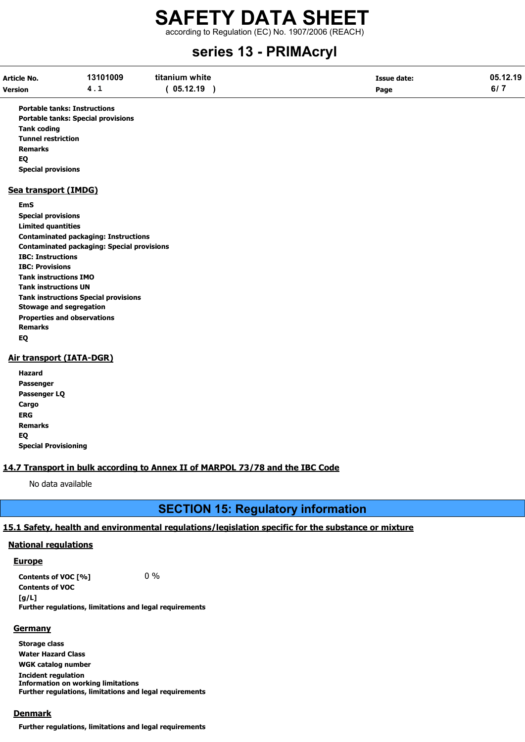**Portable tanks: Instructions**
**Portable tanks: Special provisions**
**Tank coding**
**Tunnel restriction**
**Remarks**
**EQ**
**Special provisions**

### Sea transport (IMDG)

**EmS**
**Special provisions**
**Limited quantities**
**Contaminated packaging: Instructions**
**Contaminated packaging: Special provisions**
**IBC: Instructions**
**IBC: Provisions**
**Tank instructions IMO**
**Tank instructions UN**
**Tank instructions Special provisions**
**Stowage and segregation**
**Properties and observations**
**Remarks**
**EQ**

### Air transport (IATA-DGR)

**Hazard**
**Passenger**
**Passenger LQ**
**Cargo**
**ERG**
**Remarks**
**EQ**
**Special Provisioning**

### 14.7 Transport in bulk according to Annex II of MARPOL 73/78 and the IBC Code

No data available

## SECTION 15: Regulatory information

### 15.1 Safety, health and environmental regulations/legislation specific for the substance or mixture

#### National regulations

##### Europe

**Contents of VOC [%]** 0 %
**Contents of VOC [g/L]**
**Further regulations, limitations and legal requirements**

##### Germany

**Storage class**
**Water Hazard Class**
**WGK catalog number**
**Incident regulation**
**Information on working limitations**
**Further regulations, limitations and legal requirements**

##### Denmark

**Further regulations, limitations and legal requirements**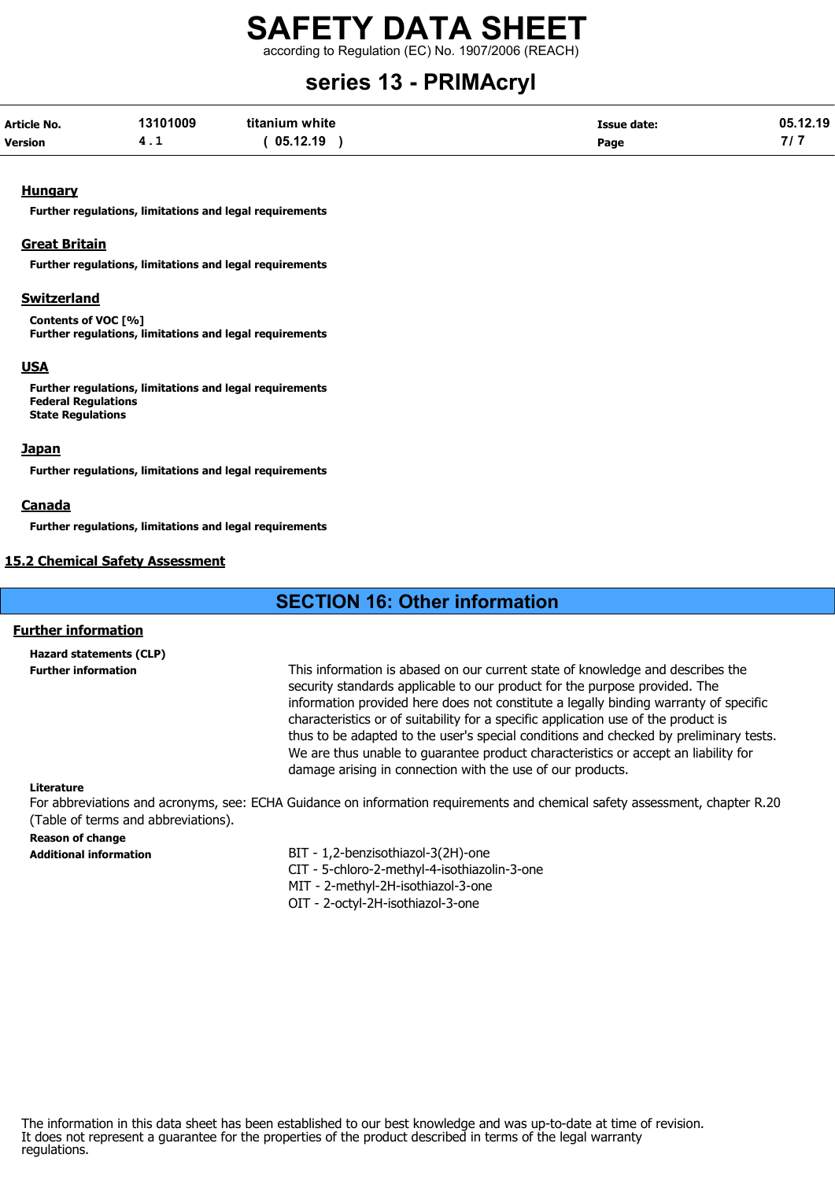### Hungary

**Further regulations, limitations and legal requirements**

### Great Britain

**Further regulations, limitations and legal requirements**

### Switzerland

**Contents of VOC [%]**
**Further regulations, limitations and legal requirements**

### USA

**Further regulations, limitations and legal requirements**
**Federal Regulations**
**State Regulations**

### Japan

**Further regulations, limitations and legal requirements**

### Canada

**Further regulations, limitations and legal requirements**

## 15.2 Chemical Safety Assessment

# SECTION 16: Other information

### Further information

**Hazard statements (CLP)**

**Further information**

This information is abased on our current state of knowledge and describes the security standards applicable to our product for the purpose provided. The information provided here does not constitute a legally binding warranty of specific characteristics or of suitability for a specific application use of the product is thus to be adapted to the user's special conditions and checked by preliminary tests. We are thus unable to guarantee product characteristics or accept an liability for damage arising in connection with the use of our products.

**Literature**

For abbreviations and acronyms, see: ECHA Guidance on information requirements and chemical safety assessment, chapter R.20 (Table of terms and abbreviations).

**Reason of change**

**Additional information**

BIT - 1,2-benzisothiazol-3(2H)-one
CIT - 5-chloro-2-methyl-4-isothiazolin-3-one
MIT - 2-methyl-2H-isothiazol-3-one
OIT - 2-octyl-2H-isothiazol-3-one

The information in this data sheet has been established to our best knowledge and was up-to-date at time of revision. It does not represent a guarantee for the properties of the product described in terms of the legal warranty regulations.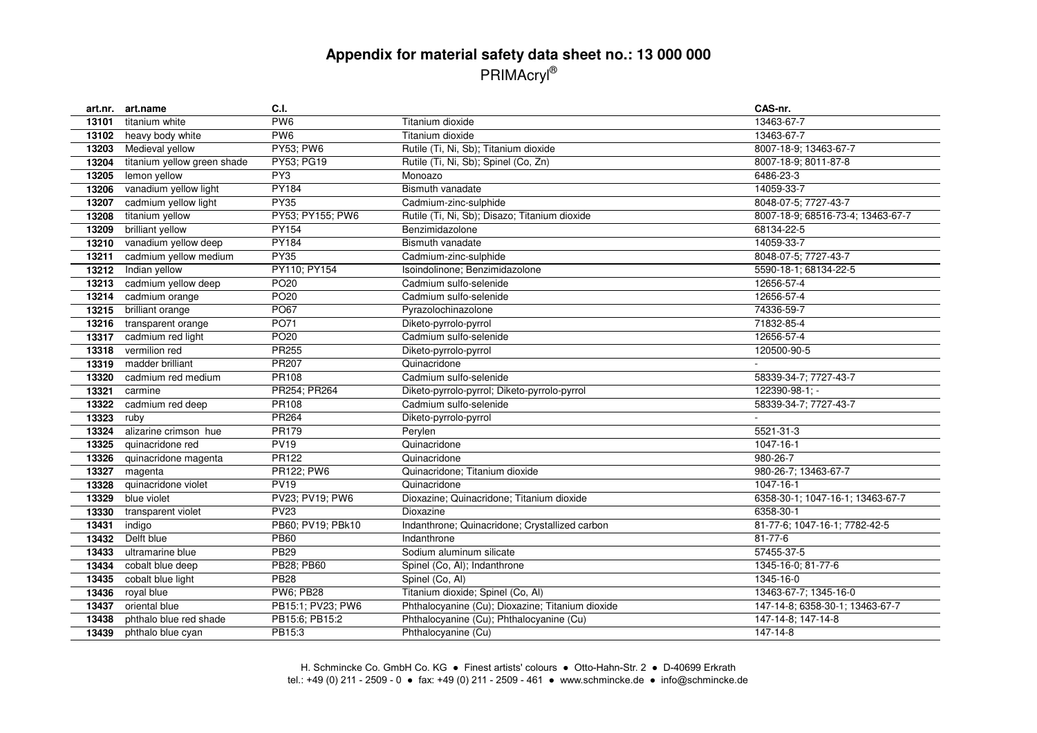# Appendix for material safety data sheet no.: 13 000 000

PRIMAcryl®

| art.nr. | art.name | C.I. | | CAS-nr. |
|---|---|---|---|---|
| 13101 | titanium white | PW6 | Titanium dioxide | 13463-67-7 |
| 13102 | heavy body white | PW6 | Titanium dioxide | 13463-67-7 |
| 13203 | Medieval yellow | PY53; PW6 | Rutile (Ti, Ni, Sb); Titanium dioxide | 8007-18-9; 13463-67-7 |
| 13204 | titanium yellow green shade | PY53; PG19 | Rutile (Ti, Ni, Sb); Spinel (Co, Zn) | 8007-18-9; 8011-87-8 |
| 13205 | lemon yellow | PY3 | Monoazo | 6486-23-3 |
| 13206 | vanadium yellow light | PY184 | Bismuth vanadate | 14059-33-7 |
| 13207 | cadmium yellow light | PY35 | Cadmium-zinc-sulphide | 8048-07-5; 7727-43-7 |
| 13208 | titanium yellow | PY53; PY155; PW6 | Rutile (Ti, Ni, Sb); Disazo; Titanium dioxide | 8007-18-9; 68516-73-4; 13463-67-7 |
| 13209 | brilliant yellow | PY154 | Benzimidazolone | 68134-22-5 |
| 13210 | vanadium yellow deep | PY184 | Bismuth vanadate | 14059-33-7 |
| 13211 | cadmium yellow medium | PY35 | Cadmium-zinc-sulphide | 8048-07-5; 7727-43-7 |
| 13212 | Indian yellow | PY110; PY154 | Isoindolinone; Benzimidazolone | 5590-18-1; 68134-22-5 |
| 13213 | cadmium yellow deep | PO20 | Cadmium sulfo-selenide | 12656-57-4 |
| 13214 | cadmium orange | PO20 | Cadmium sulfo-selenide | 12656-57-4 |
| 13215 | brilliant orange | PO67 | Pyrazolochinazolone | 74336-59-7 |
| 13216 | transparent orange | PO71 | Diketo-pyrrolo-pyrrol | 71832-85-4 |
| 13317 | cadmium red light | PO20 | Cadmium sulfo-selenide | 12656-57-4 |
| 13318 | vermilion red | PR255 | Diketo-pyrrolo-pyrrol | 120500-90-5 |
| 13319 | madder brilliant | PR207 | Quinacridone | - |
| 13320 | cadmium red medium | PR108 | Cadmium sulfo-selenide | 58339-34-7; 7727-43-7 |
| 13321 | carmine | PR254; PR264 | Diketo-pyrrolo-pyrrol; Diketo-pyrrolo-pyrrol | 122390-98-1; - |
| 13322 | cadmium red deep | PR108 | Cadmium sulfo-selenide | 58339-34-7; 7727-43-7 |
| 13323 | ruby | PR264 | Diketo-pyrrolo-pyrrol | - |
| 13324 | alizarine crimson hue | PR179 | Perylen | 5521-31-3 |
| 13325 | quinacridone red | PV19 | Quinacridone | 1047-16-1 |
| 13326 | quinacridone magenta | PR122 | Quinacridone | 980-26-7 |
| 13327 | magenta | PR122; PW6 | Quinacridone; Titanium dioxide | 980-26-7; 13463-67-7 |
| 13328 | quinacridone violet | PV19 | Quinacridone | 1047-16-1 |
| 13329 | blue violet | PV23; PV19; PW6 | Dioxazine; Quinacridone; Titanium dioxide | 6358-30-1; 1047-16-1; 13463-67-7 |
| 13330 | transparent violet | PV23 | Dioxazine | 6358-30-1 |
| 13431 | indigo | PB60; PV19; PBk10 | Indanthrone; Quinacridone; Crystallized carbon | 81-77-6; 1047-16-1; 7782-42-5 |
| 13432 | Delft blue | PB60 | Indanthrone | 81-77-6 |
| 13433 | ultramarine blue | PB29 | Sodium aluminum silicate | 57455-37-5 |
| 13434 | cobalt blue deep | PB28; PB60 | Spinel (Co, Al); Indanthrone | 1345-16-0; 81-77-6 |
| 13435 | cobalt blue light | PB28 | Spinel (Co, Al) | 1345-16-0 |
| 13436 | royal blue | PW6; PB28 | Titanium dioxide; Spinel (Co, Al) | 13463-67-7; 1345-16-0 |
| 13437 | oriental blue | PB15:1; PV23; PW6 | Phthalocyanine (Cu); Dioxazine; Titanium dioxide | 147-14-8; 6358-30-1; 13463-67-7 |
| 13438 | phthalo blue red shade | PB15:6; PB15:2 | Phthalocyanine (Cu); Phthalocyanine (Cu) | 147-14-8; 147-14-8 |
| 13439 | phthalo blue cyan | PB15:3 | Phthalocyanine (Cu) | 147-14-8 |

H. Schmincke Co. GmbH Co. KG ● Finest artists' colours ● Otto-Hahn-Str. 2 ● D-40699 Erkrath
tel.: +49 (0) 211 - 2509 - 0 ● fax: +49 (0) 211 - 2509 - 461 ● www.schmincke.de ● info@schmincke.de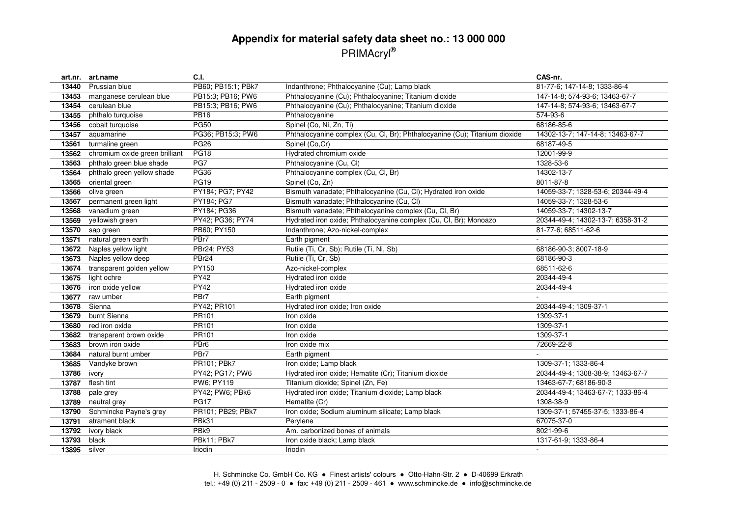# Appendix for material safety data sheet no.: 13 000 000

PRIMAcryl®

| art.nr. | art.name | C.I. | | CAS-nr. |
|---|---|---|---|---|
| 13440 | Prussian blue | PB60; PB15:1; PBk7 | Indanthrone; Phthalocyanine (Cu); Lamp black | 81-77-6; 147-14-8; 1333-86-4 |
| 13453 | manganese cerulean blue | PB15:3; PB16; PW6 | Phthalocyanine (Cu); Phthalocyanine; Titanium dioxide | 147-14-8; 574-93-6; 13463-67-7 |
| 13454 | cerulean blue | PB15:3; PB16; PW6 | Phthalocyanine (Cu); Phthalocyanine; Titanium dioxide | 147-14-8; 574-93-6; 13463-67-7 |
| 13455 | phthalo turquoise | PB16 | Phthalocyanine | 574-93-6 |
| 13456 | cobalt turquoise | PG50 | Spinel (Co, Ni, Zn, Ti) | 68186-85-6 |
| 13457 | aquamarine | PG36; PB15:3; PW6 | Phthalocyanine complex (Cu, Cl, Br); Phthalocyanine (Cu); Titanium dioxide | 14302-13-7; 147-14-8; 13463-67-7 |
| 13561 | turmaline green | PG26 | Spinel (Co,Cr) | 68187-49-5 |
| 13562 | chromium oxide green brilliant | PG18 | Hydrated chromium oxide | 12001-99-9 |
| 13563 | phthalo green blue shade | PG7 | Phthalocyanine (Cu, Cl) | 1328-53-6 |
| 13564 | phthalo green yellow shade | PG36 | Phthalocyanine complex (Cu, Cl, Br) | 14302-13-7 |
| 13565 | oriental green | PG19 | Spinel (Co, Zn) | 8011-87-8 |
| 13566 | olive green | PY184; PG7; PY42 | Bismuth vanadate; Phthalocyanine (Cu, Cl); Hydrated iron oxide | 14059-33-7; 1328-53-6; 20344-49-4 |
| 13567 | permanent green light | PY184; PG7 | Bismuth vanadate; Phthalocyanine (Cu, Cl) | 14059-33-7; 1328-53-6 |
| 13568 | vanadium green | PY184; PG36 | Bismuth vanadate; Phthalocyanine complex (Cu, Cl, Br) | 14059-33-7; 14302-13-7 |
| 13569 | yellowish green | PY42; PG36; PY74 | Hydrated iron oxide; Phthalocyanine complex (Cu, Cl, Br); Monoazo | 20344-49-4; 14302-13-7; 6358-31-2 |
| 13570 | sap green | PB60; PY150 | Indanthrone; Azo-nickel-complex | 81-77-6; 68511-62-6 |
| 13571 | natural green earth | PBr7 | Earth pigment | - |
| 13672 | Naples yellow light | PBr24; PY53 | Rutile (Ti, Cr, Sb); Rutile (Ti, Ni, Sb) | 68186-90-3; 8007-18-9 |
| 13673 | Naples yellow deep | PBr24 | Rutile (Ti, Cr, Sb) | 68186-90-3 |
| 13674 | transparent golden yellow | PY150 | Azo-nickel-complex | 68511-62-6 |
| 13675 | light ochre | PY42 | Hydrated iron oxide | 20344-49-4 |
| 13676 | iron oxide yellow | PY42 | Hydrated iron oxide | 20344-49-4 |
| 13677 | raw umber | PBr7 | Earth pigment | - |
| 13678 | Sienna | PY42; PR101 | Hydrated iron oxide; Iron oxide | 20344-49-4; 1309-37-1 |
| 13679 | burnt Sienna | PR101 | Iron oxide | 1309-37-1 |
| 13680 | red iron oxide | PR101 | Iron oxide | 1309-37-1 |
| 13682 | transparent brown oxide | PR101 | Iron oxide | 1309-37-1 |
| 13683 | brown iron oxide | PBr6 | Iron oxide mix | 72669-22-8 |
| 13684 | natural burnt umber | PBr7 | Earth pigment | - |
| 13685 | Vandyke brown | PR101; PBk7 | Iron oxide; Lamp black | 1309-37-1; 1333-86-4 |
| 13786 | ivory | PY42; PG17; PW6 | Hydrated iron oxide; Hematite (Cr); Titanium dioxide | 20344-49-4; 1308-38-9; 13463-67-7 |
| 13787 | flesh tint | PW6; PY119 | Titanium dioxide; Spinel (Zn, Fe) | 13463-67-7; 68186-90-3 |
| 13788 | pale grey | PY42; PW6; PBk6 | Hydrated iron oxide; Titanium dioxide; Lamp black | 20344-49-4; 13463-67-7; 1333-86-4 |
| 13789 | neutral grey | PG17 | Hematite (Cr) | 1308-38-9 |
| 13790 | Schmincke Payne's grey | PR101; PB29; PBk7 | Iron oxide; Sodium aluminum silicate; Lamp black | 1309-37-1; 57455-37-5; 1333-86-4 |
| 13791 | atrament black | PBk31 | Perylene | 67075-37-0 |
| 13792 | ivory black | PBk9 | Am. carbonized bones of animals | 8021-99-6 |
| 13793 | black | PBk11; PBk7 | Iron oxide black; Lamp black | 1317-61-9; 1333-86-4 |
| 13895 | silver | Iriodin | Iriodin | - |

H. Schmincke Co. GmbH Co. KG ● Finest artists' colours ● Otto-Hahn-Str. 2 ● D-40699 Erkrath
tel.: +49 (0) 211 - 2509 - 0 ● fax: +49 (0) 211 - 2509 - 461 ● www.schmincke.de ● info@schmincke.de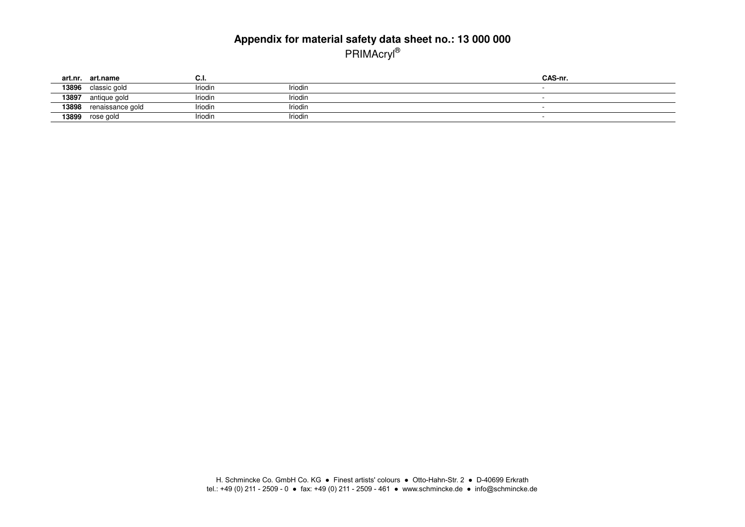## Appendix for material safety data sheet no.: 13 000 000

PRIMAcryl®

| art.nr. | art.name | C.I. | | CAS-nr. |
|---|---|---|---|---|
| **13896** | classic gold | Iriodin | Iriodin | - |
| **13897** | antique gold | Iriodin | Iriodin | - |
| **13898** | renaissance gold | Iriodin | Iriodin | - |
| **13899** | rose gold | Iriodin | Iriodin | - |

H. Schmincke Co. GmbH Co. KG ● Finest artists' colours ● Otto-Hahn-Str. 2 ● D-40699 Erkrath
tel.: +49 (0) 211 - 2509 - 0 ● fax: +49 (0) 211 - 2509 - 461 ● www.schmincke.de ● info@schmincke.de